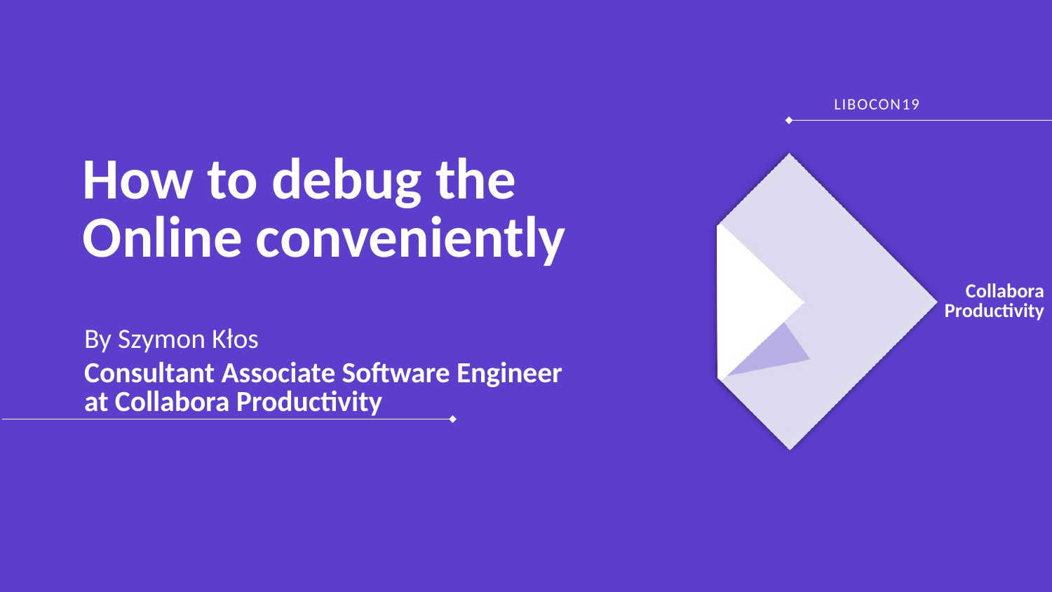LIBOCON19

# How to debug the Online conveniently

By Szymon Kłos

**Consultant Associate Software Engineer at Collabora Productivity**

**Collabora Productivity**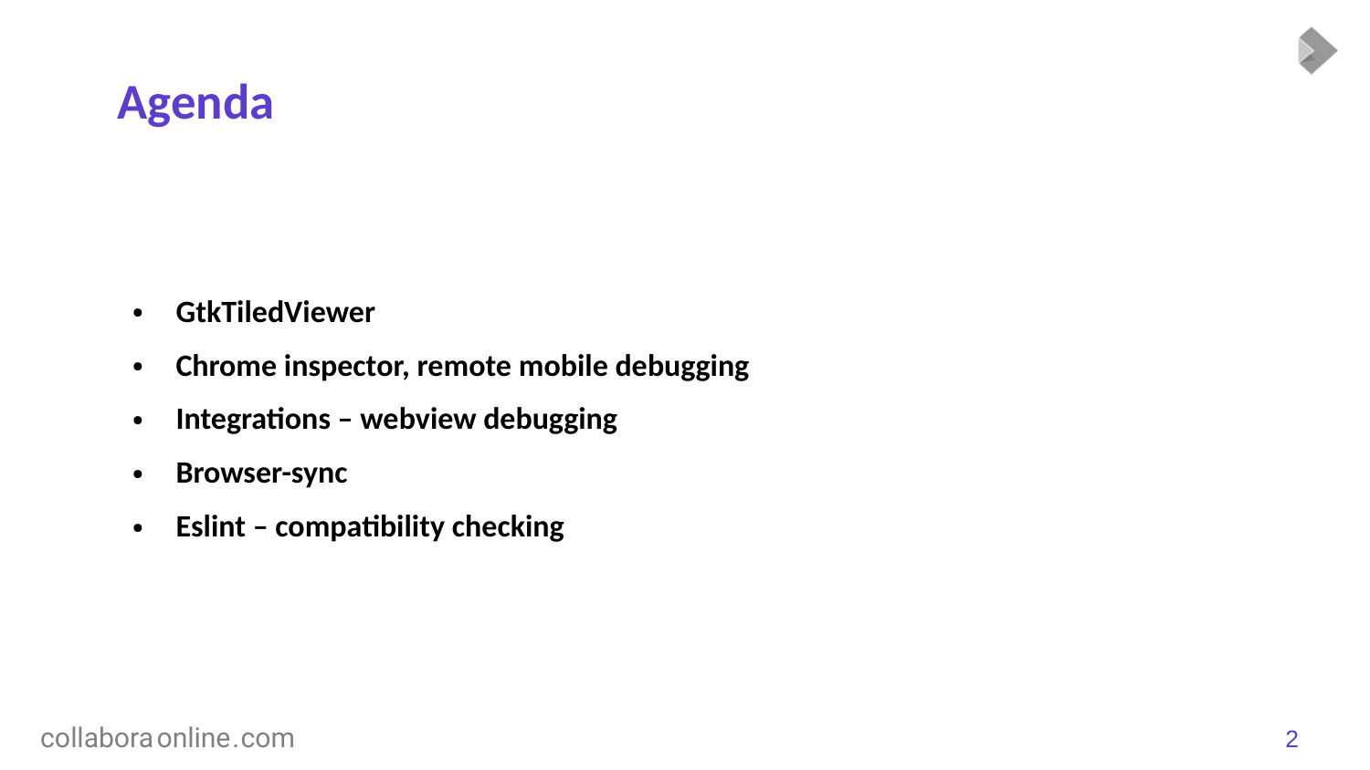# Agenda

- **GtkTiledViewer**
- **Chrome inspector, remote mobile debugging**
- **Integrations – webview debugging**
- **Browser-sync**
- **Eslint – compatibility checking**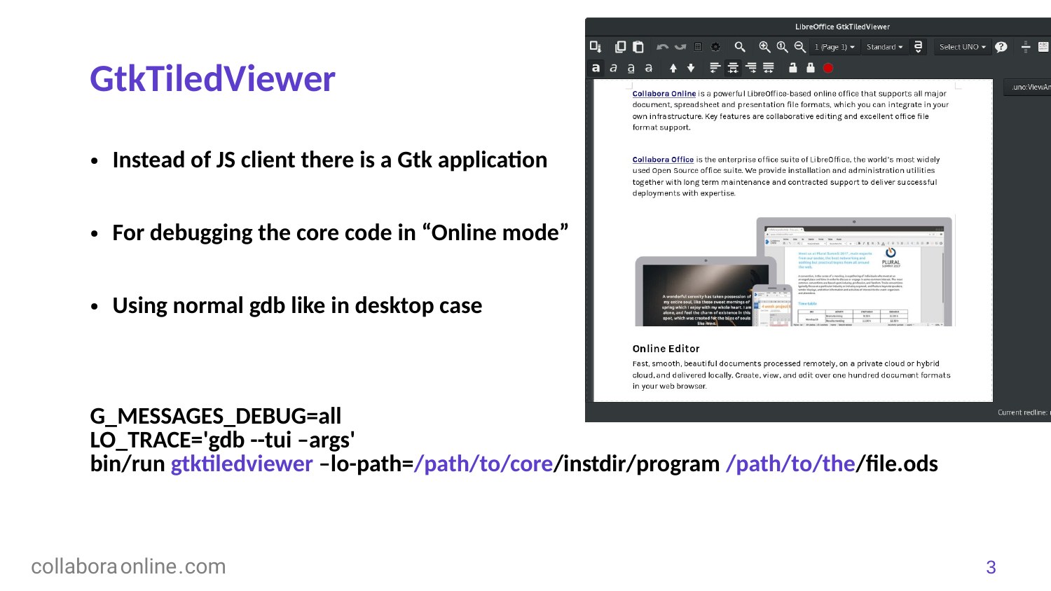# GtkTiledViewer

- Instead of JS client there is a Gtk application
- For debugging the core code in “Online mode”
- Using normal gdb like in desktop case

**G_MESSAGES_DEBUG=all**
**LO_TRACE='gdb --tui –args'**
**bin/run gtktiledviewer –lo-path=/path/to/core/instdir/program /path/to/the/file.ods**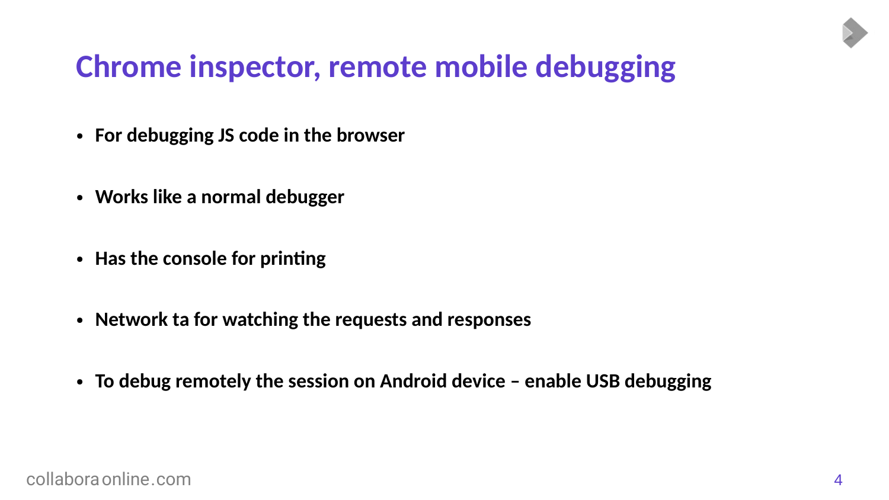# Chrome inspector, remote mobile debugging

- **For debugging JS code in the browser**
- **Works like a normal debugger**
- **Has the console for printing**
- **Network ta for watching the requests and responses**
- **To debug remotely the session on Android device – enable USB debugging**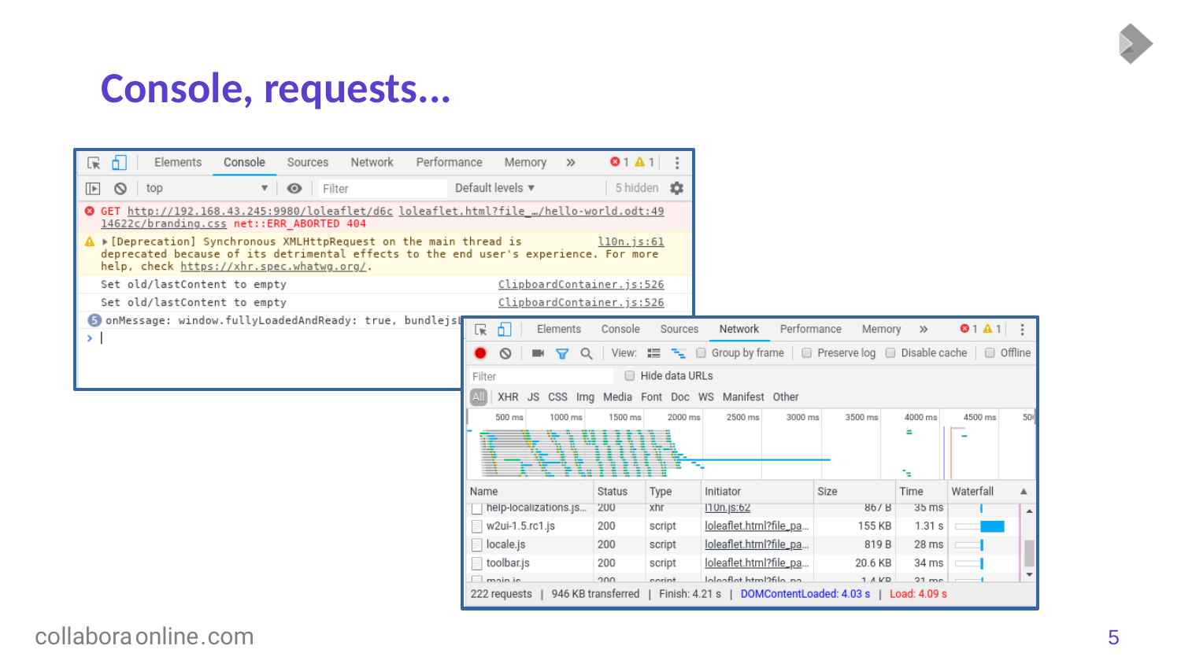# Console, requests...

```
GET http://192.168.43.245:9980/loleaflet/d6c14622c/branding.css net::ERR_ABORTED 404    loleaflet.html?file_…/hello-world.odt:49
▸[Deprecation] Synchronous XMLHttpRequest on the main thread is deprecated because of its detrimental effects to the end user's experience. For more help, check https://xhr.spec.whatwg.org/.    l10n.js:61
Set old/lastContent to empty    ClipboardContainer.js:526
Set old/lastContent to empty    ClipboardContainer.js:526
5 onMessage: window.fullyLoadedAndReady: true, bundlejsL
>
```

| Name | Status | Type | Initiator | Size | Time |
|---|---|---|---|---|---|
| help-localizations.js... | 200 | xhr | l10n.js:62 | 867 B | 35 ms |
| w2ui-1.5.rc1.js | 200 | script | loleaflet.html?file_pa... | 155 KB | 1.31 s |
| locale.js | 200 | script | loleaflet.html?file_pa... | 819 B | 28 ms |
| toolbar.js | 200 | script | loleaflet.html?file_pa... | 20.6 KB | 34 ms |
| main.js | 200 | script | loleaflet.html?file_pa... | 1.4 KB | 31 ms |

222 requests | 946 KB transferred | Finish: 4.21 s | DOMContentLoaded: 4.03 s | Load: 4.09 s

collabora online.com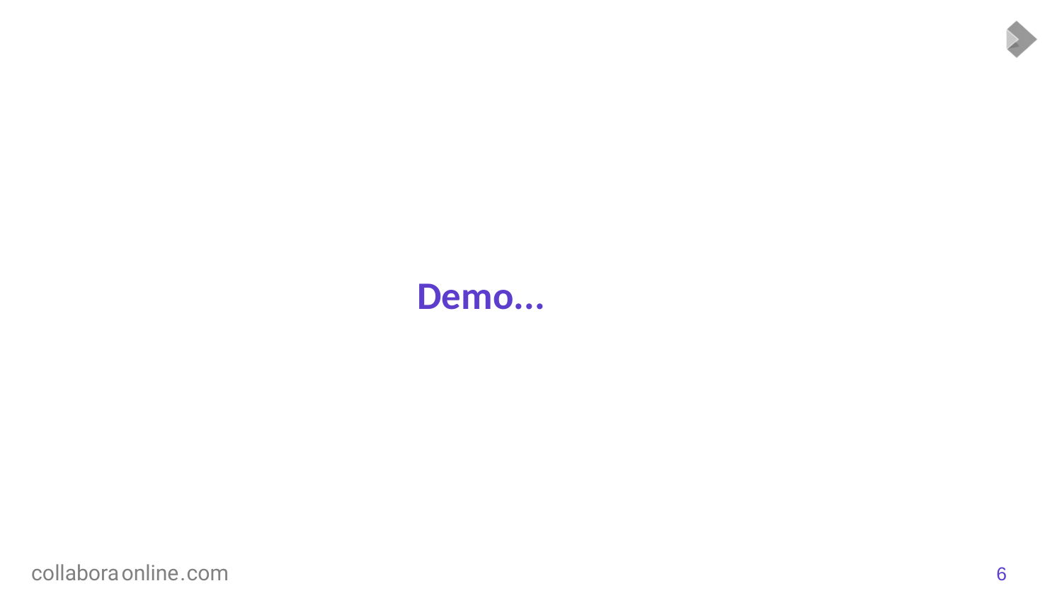# Demo...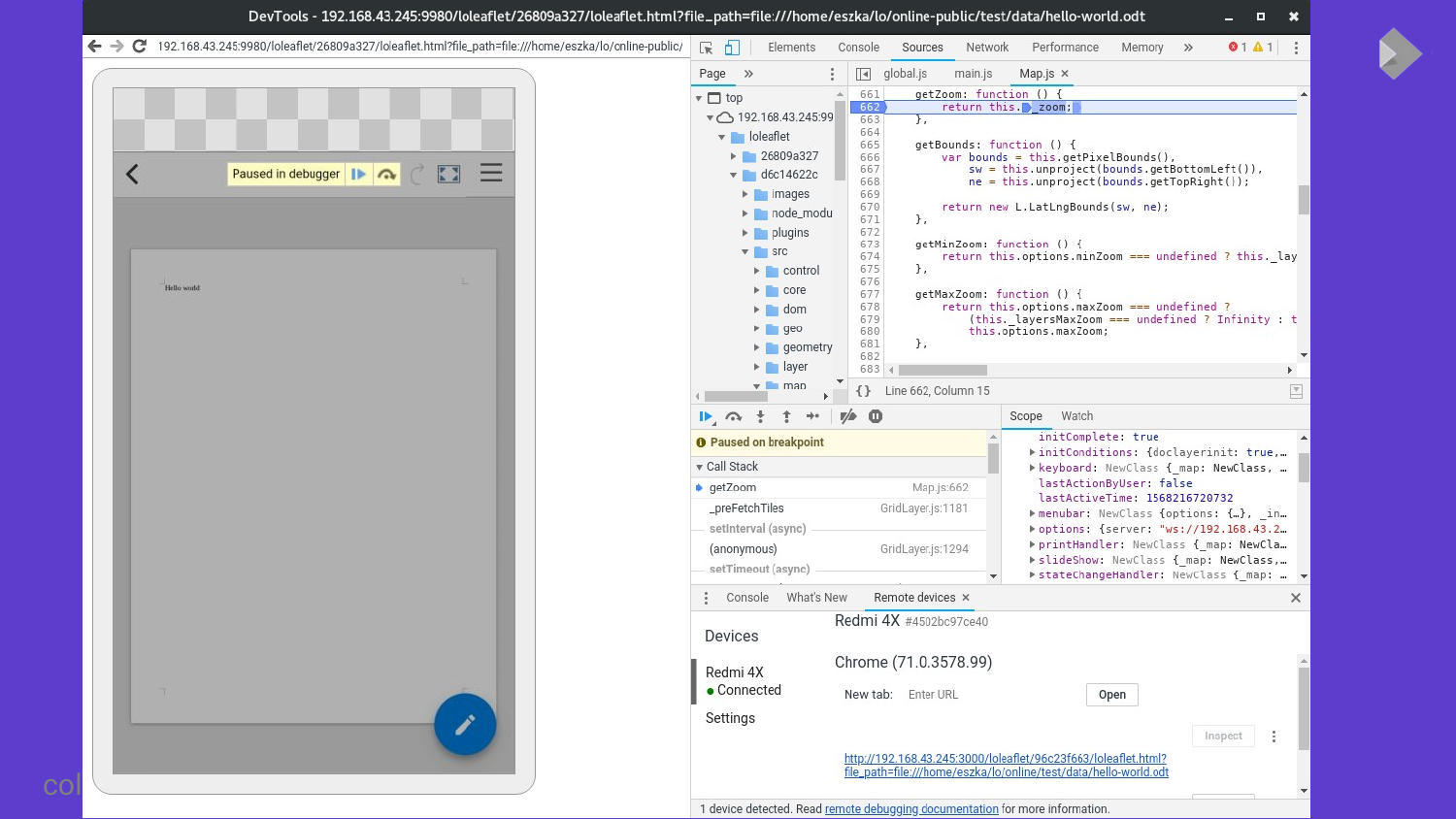DevTools - 192.168.43.245:9980/loleaflet/26809a327/loleaflet.html?file_path=file:///home/eszka/lo/online-public/test/data/hello-world.odt

192.168.43.245:9980/loleaflet/26809a327/loleaflet.html?file_path=file:///home/eszka/lo/online-public/

Paused in debugger

Hello world

Elements | Console | Sources | Network | Performance | Memory

Page

- top
  - 192.168.43.245:99
    - loleaflet
      - 26809a327
      - d6c14622c
        - images
        - node_modu
        - plugins
        - src
          - control
          - core
          - dom
          - geo
          - geometry
          - layer
          - map

global.js | main.js | Map.js

```
661     getZoom: function () {
662         return this._zoom;
663     },
664
665     getBounds: function () {
666         var bounds = this.getPixelBounds(),
667             sw = this.unproject(bounds.getBottomLeft()),
668             ne = this.unproject(bounds.getTopRight());
669
670         return new L.LatLngBounds(sw, ne);
671     },
672
673     getMinZoom: function () {
674         return this.options.minZoom === undefined ? this._lay
675     },
676
677     getMaxZoom: function () {
678         return this.options.maxZoom === undefined ?
679             (this._layersMaxZoom === undefined ? Infinity : t
680             this.options.maxZoom;
681     },
682
683
```

Line 662, Column 15

Paused on breakpoint

Call Stack

| | |
|---|---|
| getZoom | Map.js:662 |
| _preFetchTiles | GridLayer.js:1181 |
| setInterval (async) | |
| (anonymous) | GridLayer.js:1294 |
| setTimeout (async) | |

Scope | Watch

```
initComplete: true
initConditions: {doclayerinit: true,…
keyboard: NewClass {_map: NewClass, …
lastActionByUser: false
lastActiveTime: 1568216720732
menubar: NewClass {options: {…}, _in…
options: {server: "ws://192.168.43.2…
printHandler: NewClass {_map: NewCla…
slideShow: NewClass {_map: NewClass,…
stateChangeHandler: NewClass {_map: …
```

Console | What's New | Remote devices

Redmi 4X #4502bc97ce40

Devices

Redmi 4X
● Connected

Settings

Chrome (71.0.3578.99)

New tab: Enter URL | Open

Inspect

http://192.168.43.245:3000/loleaflet/96c23f663/loleaflet.html?file_path=file:///home/eszka/lo/online/test/data/hello-world.odt

1 device detected. Read remote debugging documentation for more information.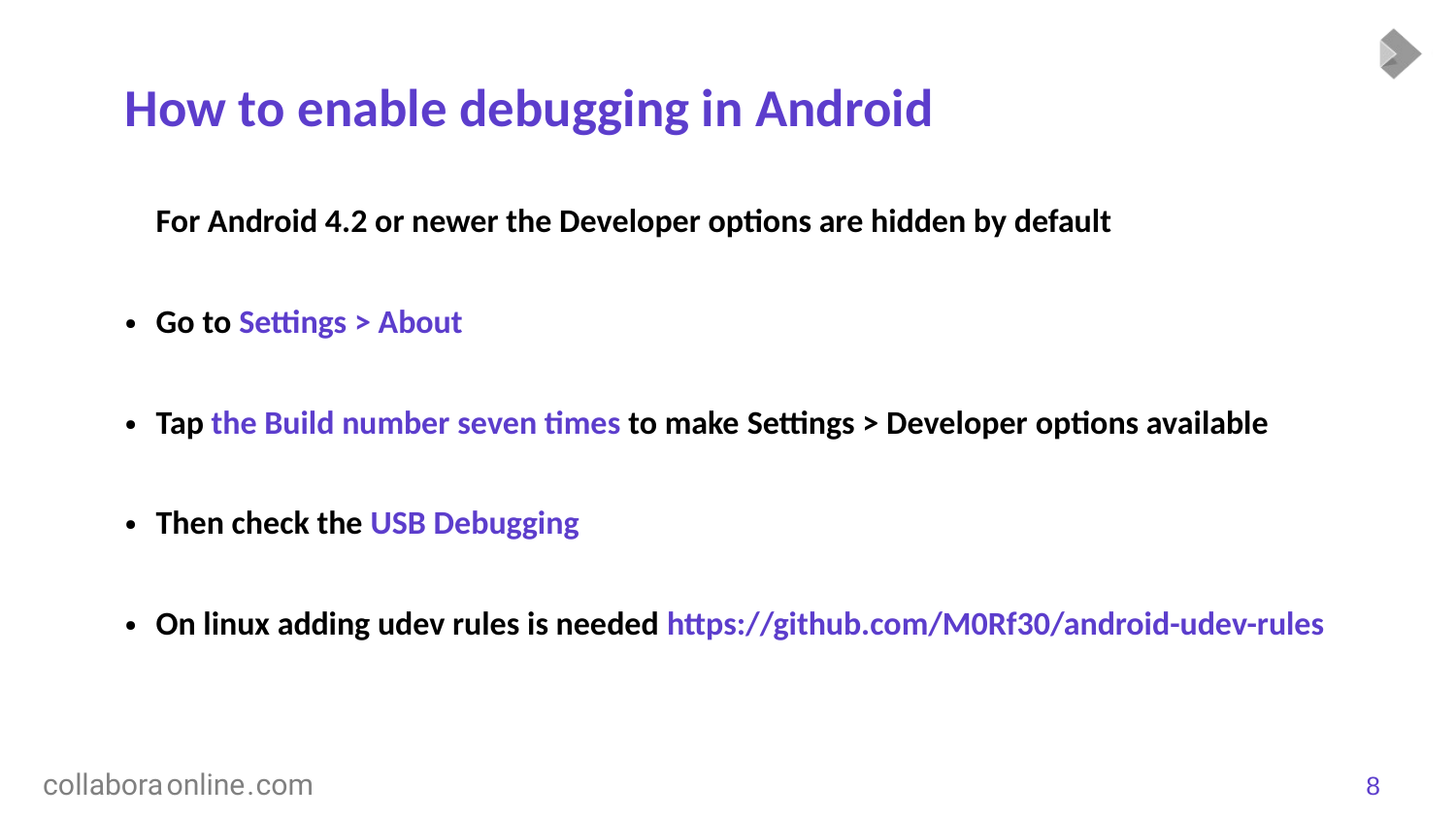# How to enable debugging in Android

**For Android 4.2 or newer the Developer options are hidden by default**

- **Go to Settings > About**
- **Tap the Build number seven times to make Settings > Developer options available**
- **Then check the USB Debugging**
- **On linux adding udev rules is needed https://github.com/M0Rf30/android-udev-rules**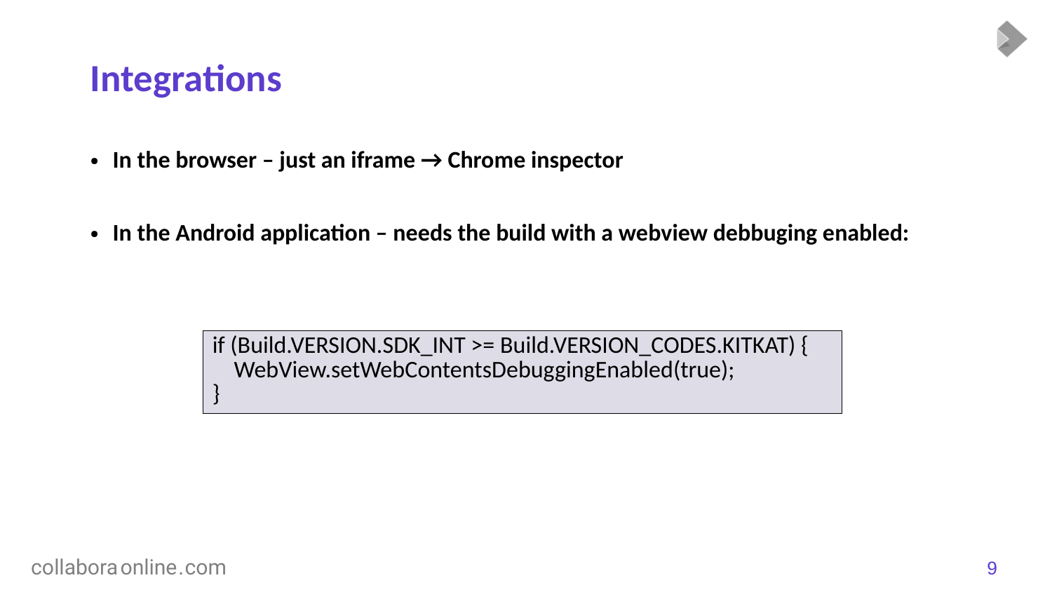# Integrations

- **In the browser – just an iframe → Chrome inspector**

- **In the Android application – needs the build with a webview debbuging enabled:**

```
if (Build.VERSION.SDK_INT >= Build.VERSION_CODES.KITKAT) {
   WebView.setWebContentsDebuggingEnabled(true);
}
```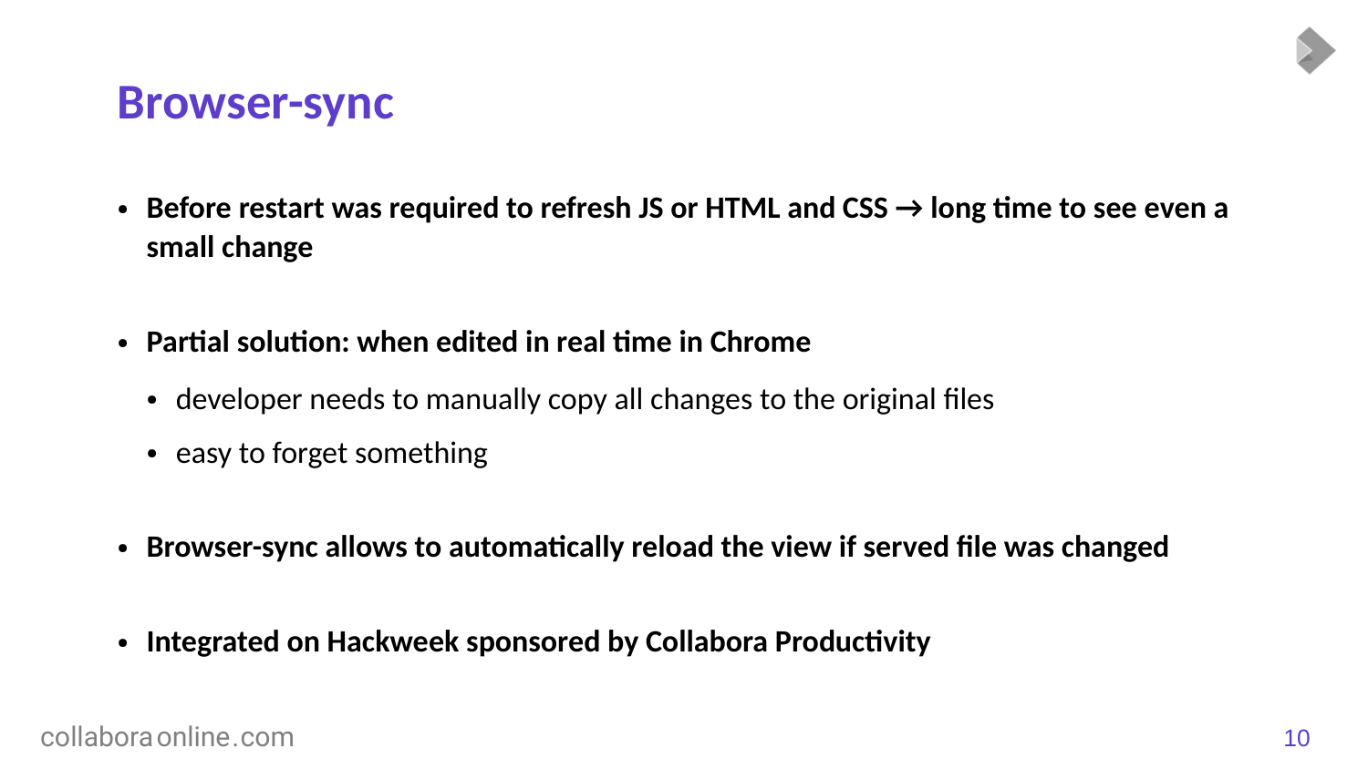# Browser-sync

- **Before restart was required to refresh JS or HTML and CSS → long time to see even a small change**
- **Partial solution: when edited in real time in Chrome**
  - developer needs to manually copy all changes to the original files
  - easy to forget something
- **Browser-sync allows to automatically reload the view if served file was changed**
- **Integrated on Hackweek sponsored by Collabora Productivity**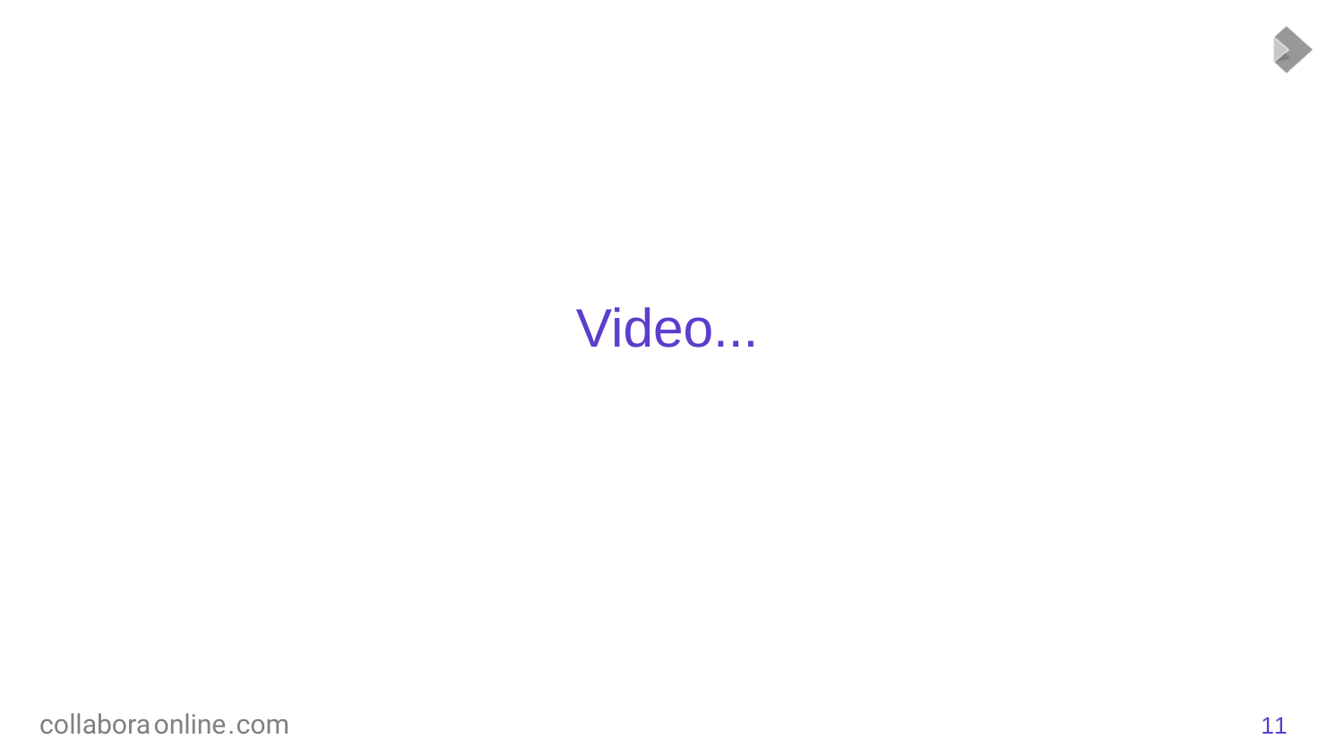# Video...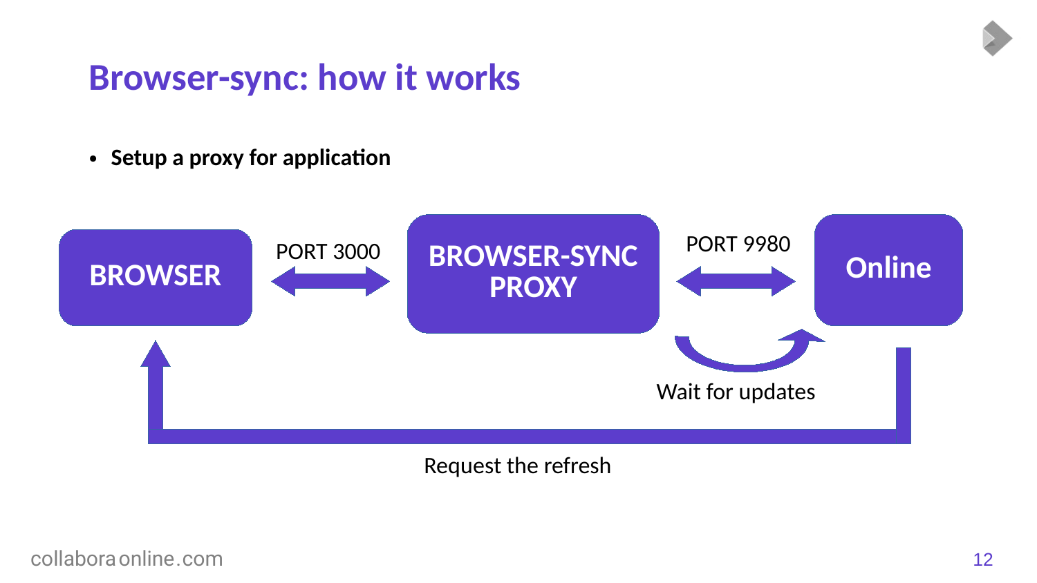# Browser-sync: how it works

- **Setup a proxy for application**

BROWSER

PORT 3000

BROWSER-SYNC PROXY

PORT 9980

Online

Wait for updates

Request the refresh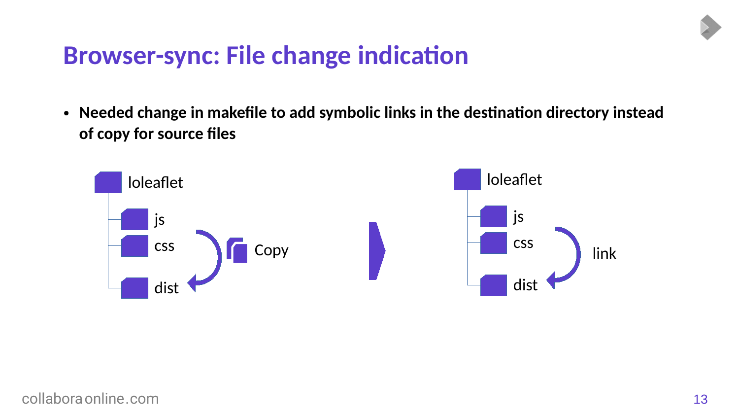# Browser-sync: File change indication

- **Needed change in makefile to add symbolic links in the destination directory instead of copy for source files**

loleaflet
- js
- css
- dist

Copy

loleaflet
- js
- css
- dist

link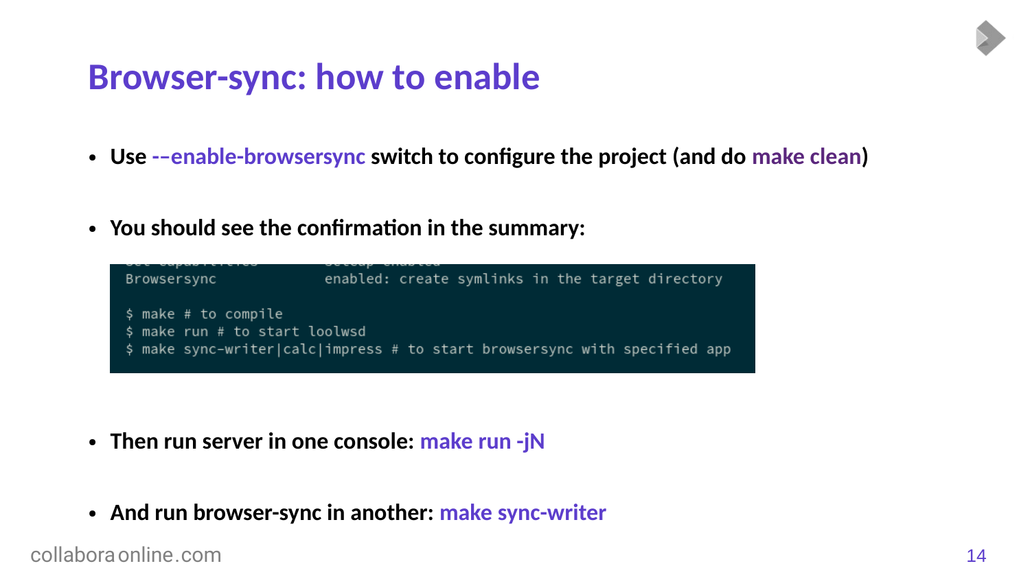# Browser-sync: how to enable

- **Use --enable-browsersync switch to configure the project (and do make clean)**
- **You should see the confirmation in the summary:**

```
Browsersync            enabled: create symlinks in the target directory

$ make # to compile
$ make run # to start loolwsd
$ make sync-writer|calc|impress # to start browsersync with specified app
```

- **Then run server in one console: make run -jN**
- **And run browser-sync in another: make sync-writer**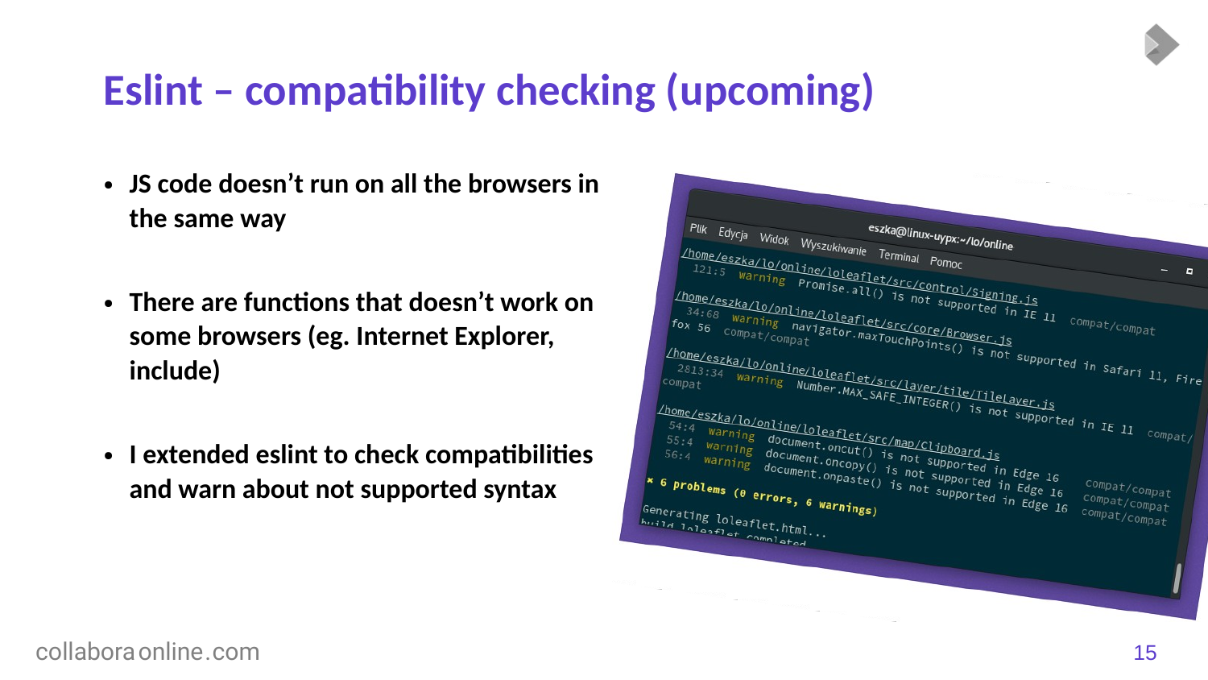# Eslint – compatibility checking (upcoming)

- **JS code doesn't run on all the browsers in the same way**
- **There are functions that doesn't work on some browsers (eg. Internet Explorer, include)**
- **I extended eslint to check compatibilities and warn about not supported syntax**

```
/home/eszka/lo/online/loleaflet/src/control/Signing.js
  121:5  warning  Promise.all() is not supported in IE 11  compat/compat
/home/eszka/lo/online/loleaflet/src/core/Browser.js
  34:68  warning  navigator.maxTouchPoints() is not supported in Safari 11, Firefox 56  compat/compat
/home/eszka/lo/online/loleaflet/src/layer/tile/TileLayer.js
  2813:34  warning  Number.MAX_SAFE_INTEGER() is not supported in IE 11  compat/compat
/home/eszka/lo/online/loleaflet/src/map/Clipboard.js
  54:4  warning  document.oncut() is not supported in Edge 16  compat/compat
  55:4  warning  document.oncopy() is not supported in Edge 16  compat/compat
  56:4  warning  document.onpaste() is not supported in Edge 16  compat/compat

✖ 6 problems (0 errors, 6 warnings)

Generating loleaflet.html...
build loleaflet completed
```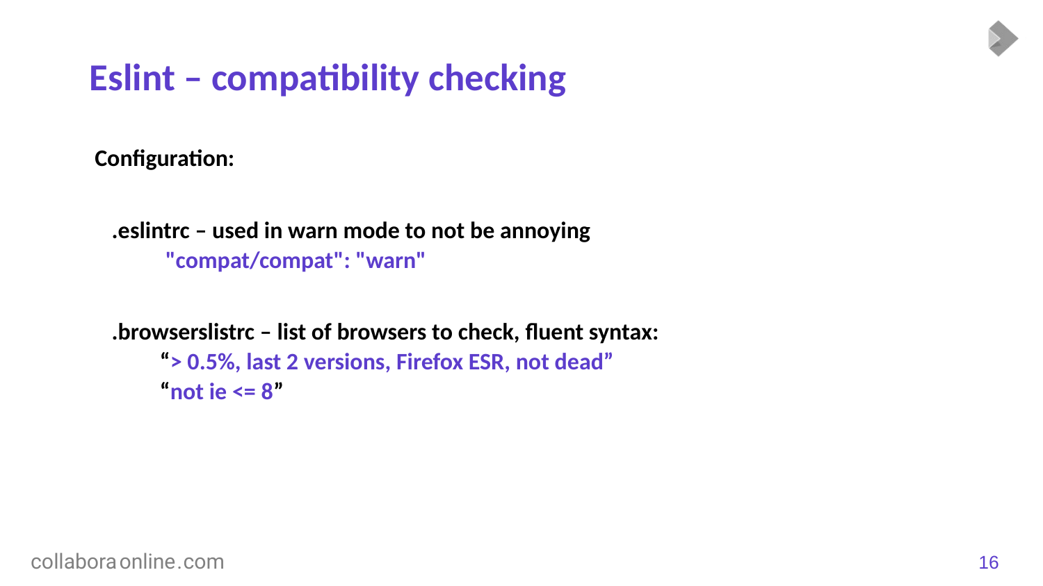# Eslint – compatibility checking

**Configuration:**

**.eslintrc – used in warn mode to not be annoying**

**"compat/compat": "warn"**

**.browserslistrc – list of browsers to check, fluent syntax:**

**“> 0.5%, last 2 versions, Firefox ESR, not dead”**

**“not ie <= 8”**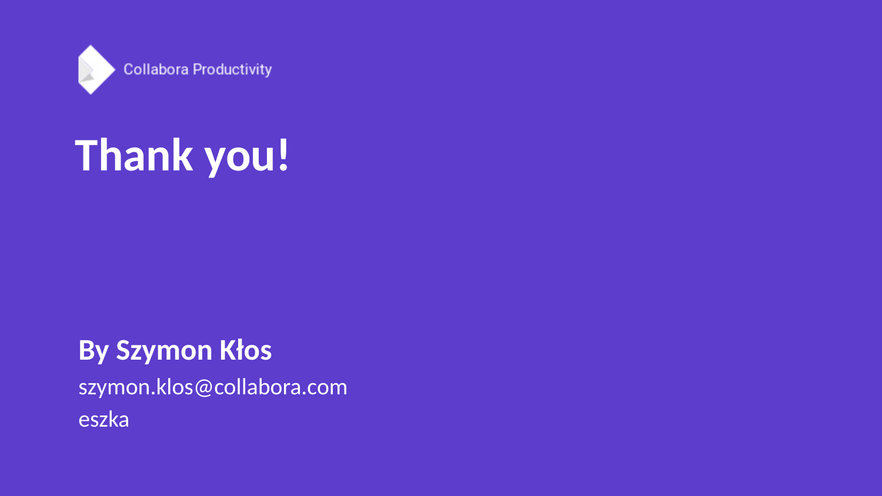Collabora Productivity

# Thank you!

**By Szymon Kłos**

szymon.klos@collabora.com

eszka